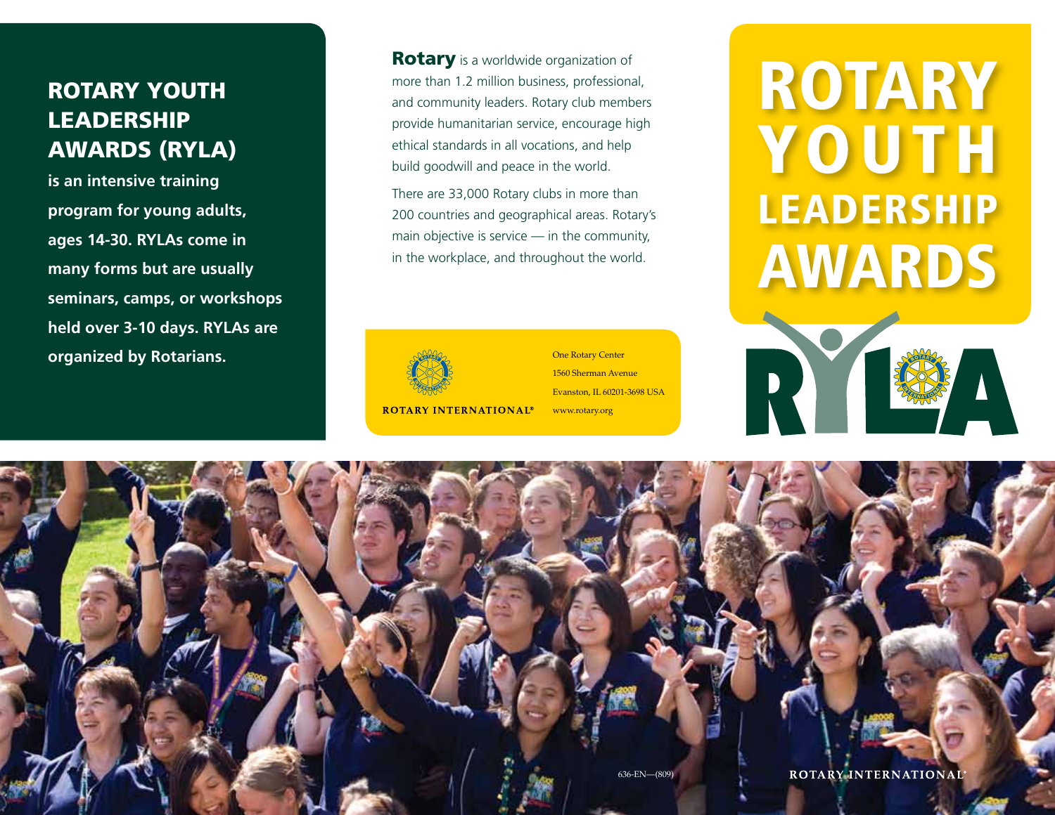## ROTARY YOUTH LEADERSHIP AWARDS (RYLA)

**is an intensive training program for young adults, ages 14-30. RYLAs come in many forms but are usually seminars, camps, or workshops held over 3-10 days. RYLAs are organized by Rotarians.**

**Rotary** is a worldwide organization of more than 1.2 million business, professional, and community leaders. Rotary club members provide humanitarian service, encourage high ethical standards in all vocations, and help build goodwill and peace in the world.

There are 33,000 Rotary clubs in more than 200 countries and geographical areas. Rotary's main objective is service — in the community, in the workplace, and throughout the world.

ROTARY INTERNATIONAL®

One Rotary Center
1560 Sherman Avenue
Evanston, IL 60201-3698 USA
www.rotary.org

# ROTARY YOUTH LEADERSHIP AWARDS

RYLA

636-EN—(809)

ROTARY INTERNATIONAL®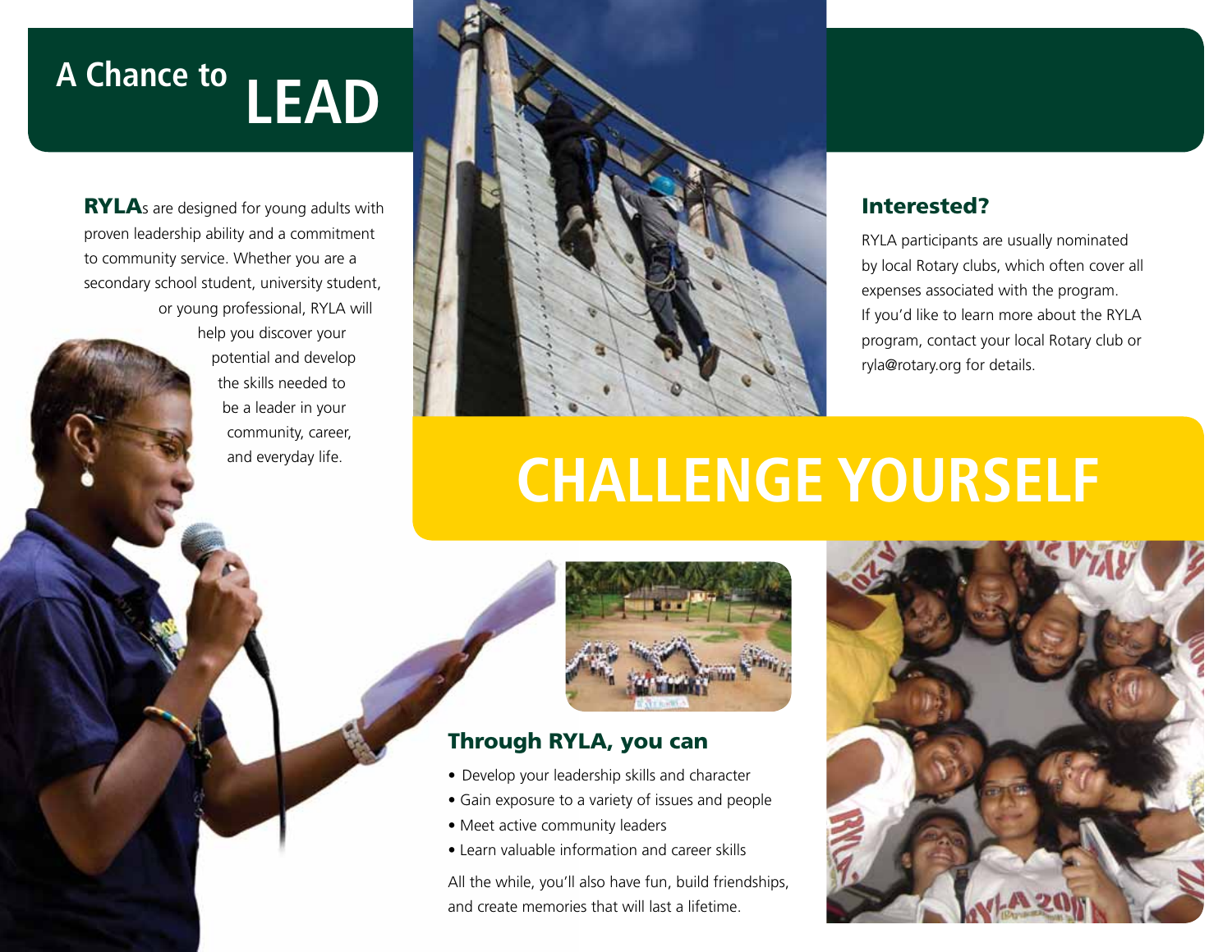# A Chance to LEAD

**RYLA**s are designed for young adults with proven leadership ability and a commitment to community service. Whether you are a secondary school student, university student, or young professional, RYLA will help you discover your potential and develop the skills needed to be a leader in your community, career, and everyday life.

## Interested?

RYLA participants are usually nominated by local Rotary clubs, which often cover all expenses associated with the program. If you'd like to learn more about the RYLA program, contact your local Rotary club or ryla@rotary.org for details.

# CHALLENGE YOURSELF

## Through RYLA, you can

- Develop your leadership skills and character
- Gain exposure to a variety of issues and people
- Meet active community leaders
- Learn valuable information and career skills

All the while, you'll also have fun, build friendships, and create memories that will last a lifetime.